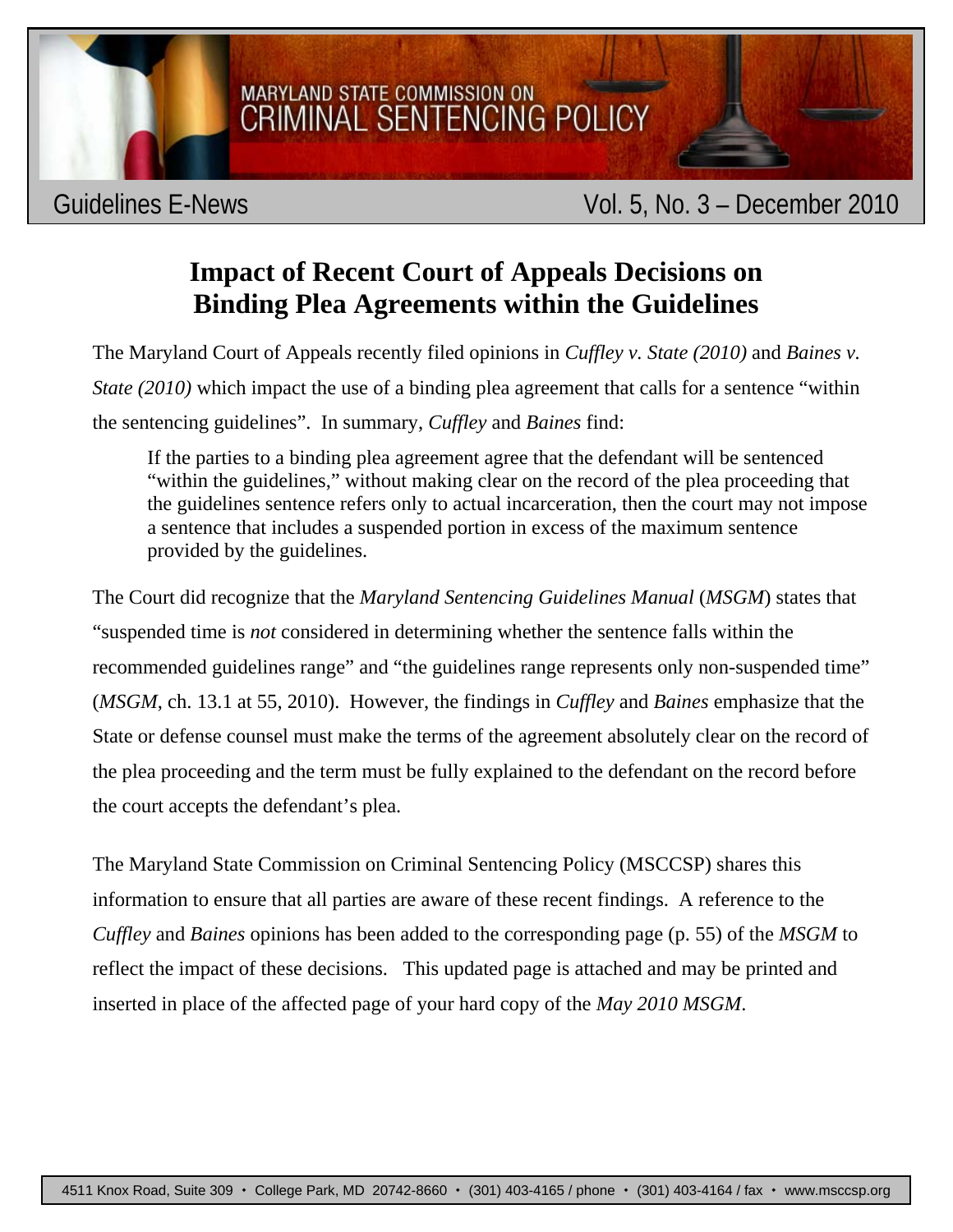MARYLAND STATE COMMISSION ON CRIMINAL SENTENCING POLICY

Guidelines E-News

Vol. 5, No. 3 – December 2010

# Impact of Recent Court of Appeals Decisions on Binding Plea Agreements within the Guidelines

The Maryland Court of Appeals recently filed opinions in *Cuffley v. State (2010)* and *Baines v. State (2010)* which impact the use of a binding plea agreement that calls for a sentence "within the sentencing guidelines". In summary, *Cuffley* and *Baines* find:

> If the parties to a binding plea agreement agree that the defendant will be sentenced "within the guidelines," without making clear on the record of the plea proceeding that the guidelines sentence refers only to actual incarceration, then the court may not impose a sentence that includes a suspended portion in excess of the maximum sentence provided by the guidelines.

The Court did recognize that the *Maryland Sentencing Guidelines Manual* (*MSGM*) states that "suspended time is *not* considered in determining whether the sentence falls within the recommended guidelines range" and "the guidelines range represents only non-suspended time" (*MSGM*, ch. 13.1 at 55, 2010). However, the findings in *Cuffley* and *Baines* emphasize that the State or defense counsel must make the terms of the agreement absolutely clear on the record of the plea proceeding and the term must be fully explained to the defendant on the record before the court accepts the defendant's plea.

The Maryland State Commission on Criminal Sentencing Policy (MSCCSP) shares this information to ensure that all parties are aware of these recent findings. A reference to the *Cuffley* and *Baines* opinions has been added to the corresponding page (p. 55) of the *MSGM* to reflect the impact of these decisions. This updated page is attached and may be printed and inserted in place of the affected page of your hard copy of the *May 2010 MSGM*.

4511 Knox Road, Suite 309 • College Park, MD 20742-8660 • (301) 403-4165 / phone • (301) 403-4164 / fax • www.msccsp.org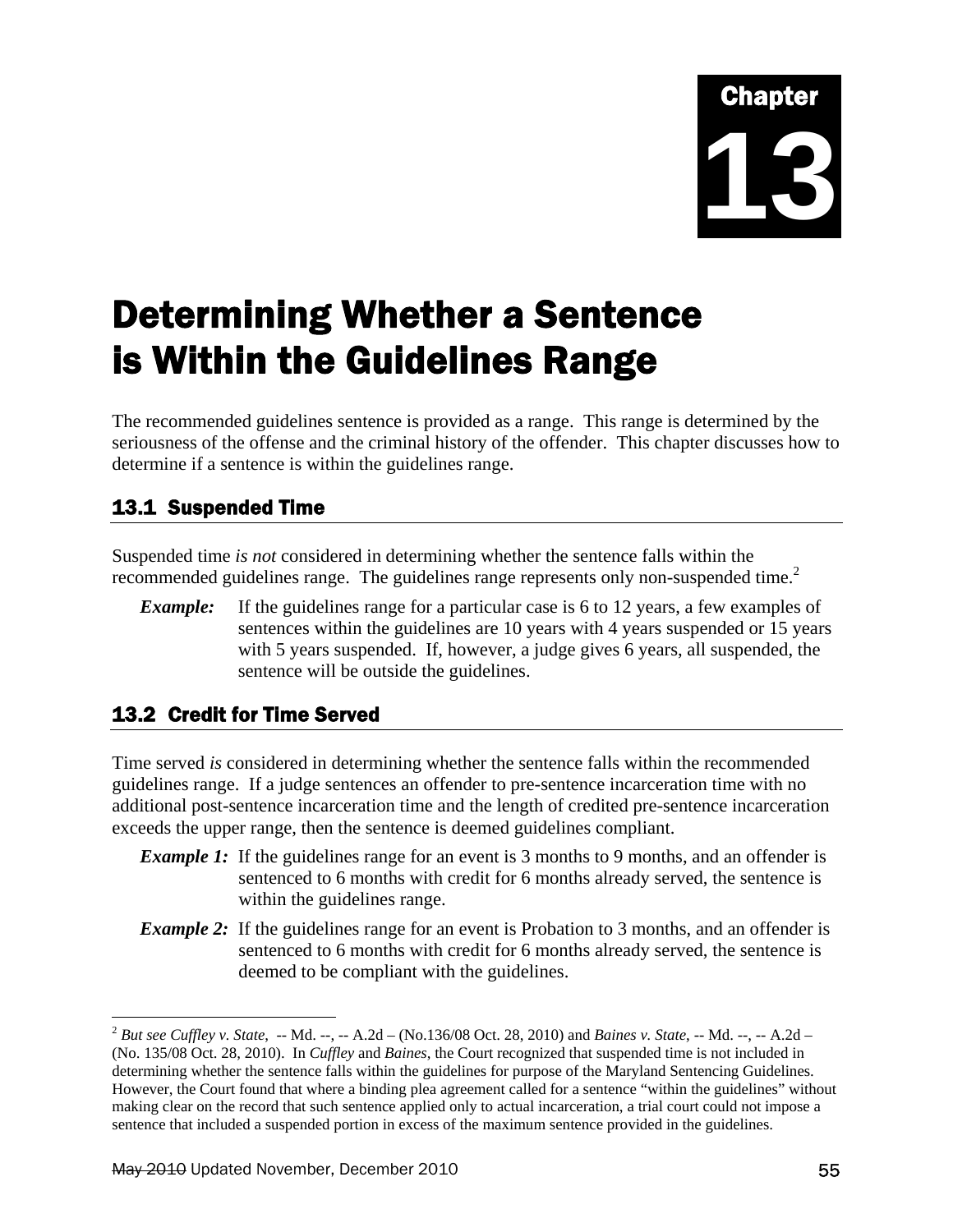Chapter 13

# Determining Whether a Sentence is Within the Guidelines Range

The recommended guidelines sentence is provided as a range. This range is determined by the seriousness of the offense and the criminal history of the offender. This chapter discusses how to determine if a sentence is within the guidelines range.

## 13.1 Suspended Time

Suspended time *is not* considered in determining whether the sentence falls within the recommended guidelines range. The guidelines range represents only non-suspended time.[2]

> ***Example:*** If the guidelines range for a particular case is 6 to 12 years, a few examples of sentences within the guidelines are 10 years with 4 years suspended or 15 years with 5 years suspended. If, however, a judge gives 6 years, all suspended, the sentence will be outside the guidelines.

## 13.2 Credit for Time Served

Time served *is* considered in determining whether the sentence falls within the recommended guidelines range. If a judge sentences an offender to pre-sentence incarceration time with no additional post-sentence incarceration time and the length of credited pre-sentence incarceration exceeds the upper range, then the sentence is deemed guidelines compliant.

> ***Example 1:*** If the guidelines range for an event is 3 months to 9 months, and an offender is sentenced to 6 months with credit for 6 months already served, the sentence is within the guidelines range.

> ***Example 2:*** If the guidelines range for an event is Probation to 3 months, and an offender is sentenced to 6 months with credit for 6 months already served, the sentence is deemed to be compliant with the guidelines.

---

[2] *But see Cuffley v. State*, -- Md. --, -- A.2d – (No.136/08 Oct. 28, 2010) and *Baines v. State*, -- Md. --, -- A.2d – (No. 135/08 Oct. 28, 2010). In *Cuffley* and *Baines*, the Court recognized that suspended time is not included in determining whether the sentence falls within the guidelines for purpose of the Maryland Sentencing Guidelines. However, the Court found that where a binding plea agreement called for a sentence "within the guidelines" without making clear on the record that such sentence applied only to actual incarceration, a trial court could not impose a sentence that included a suspended portion in excess of the maximum sentence provided in the guidelines.